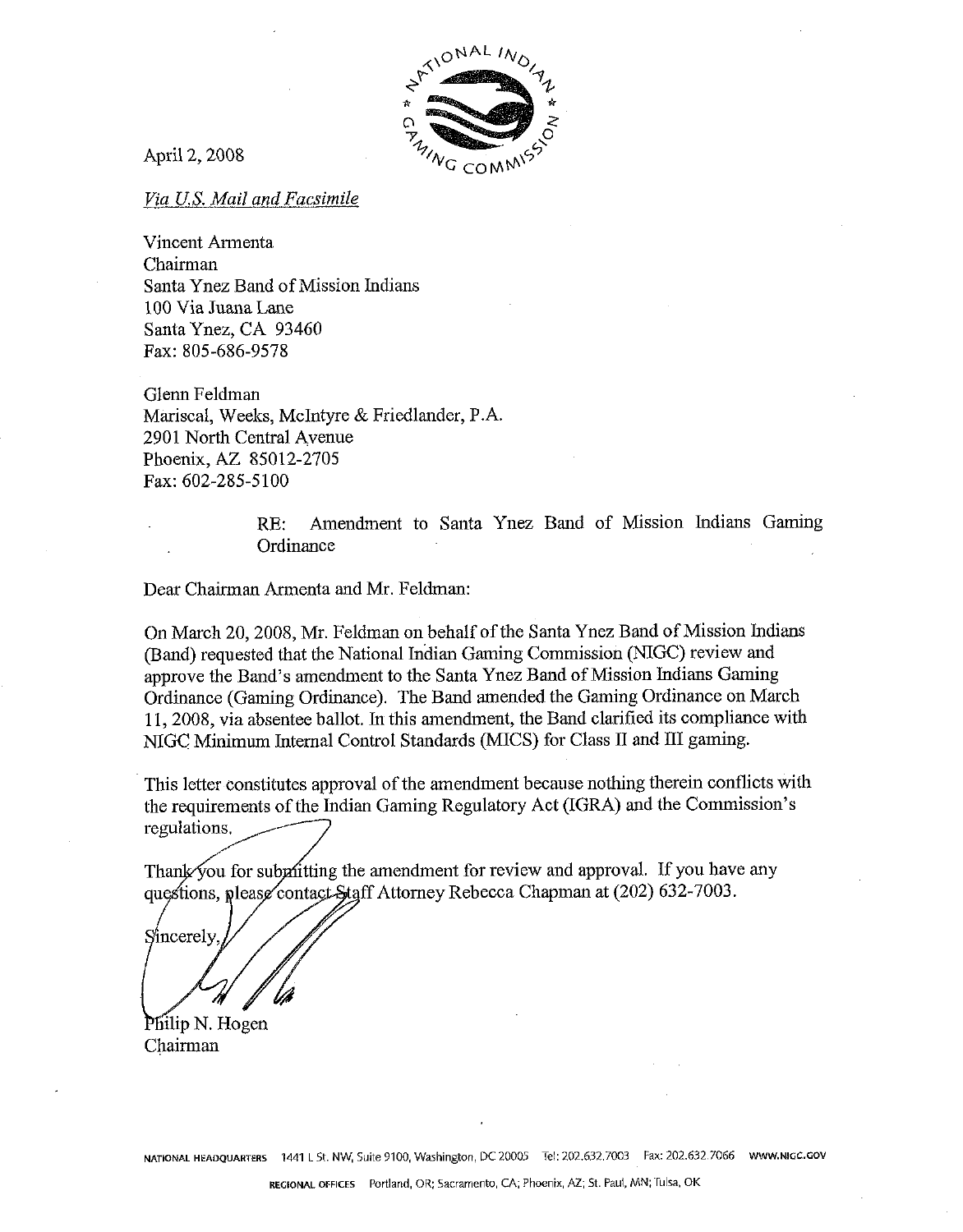April 2, 2008

*Via U.S. Mail and Facsimile*

Vincent Armenta
Chairman
Santa Ynez Band of Mission Indians
100 Via Juana Lane
Santa Ynez, CA 93460
Fax: 805-686-9578

Glenn Feldman
Mariscal, Weeks, McIntyre & Friedlander, P.A.
2901 North Central Avenue
Phoenix, AZ 85012-2705
Fax: 602-285-5100

RE: Amendment to Santa Ynez Band of Mission Indians Gaming Ordinance

Dear Chairman Armenta and Mr. Feldman:

On March 20, 2008, Mr. Feldman on behalf of the Santa Ynez Band of Mission Indians (Band) requested that the National Indian Gaming Commission (NIGC) review and approve the Band's amendment to the Santa Ynez Band of Mission Indians Gaming Ordinance (Gaming Ordinance). The Band amended the Gaming Ordinance on March 11, 2008, via absentee ballot. In this amendment, the Band clarified its compliance with NIGC Minimum Internal Control Standards (MICS) for Class II and III gaming.

This letter constitutes approval of the amendment because nothing therein conflicts with the requirements of the Indian Gaming Regulatory Act (IGRA) and the Commission's regulations.

Thank you for submitting the amendment for review and approval. If you have any questions, please contact Staff Attorney Rebecca Chapman at (202) 632-7003.

Sincerely,

Philip N. Hogen
Chairman

NATIONAL HEADQUARTERS 1441 L St. NW, Suite 9100, Washington, DC 20005 Tel: 202.632.7003 Fax: 202.632.7066 WWW.NIGC.GOV

REGIONAL OFFICES Portland, OR; Sacramento, CA; Phoenix, AZ; St. Paul, MN; Tulsa, OK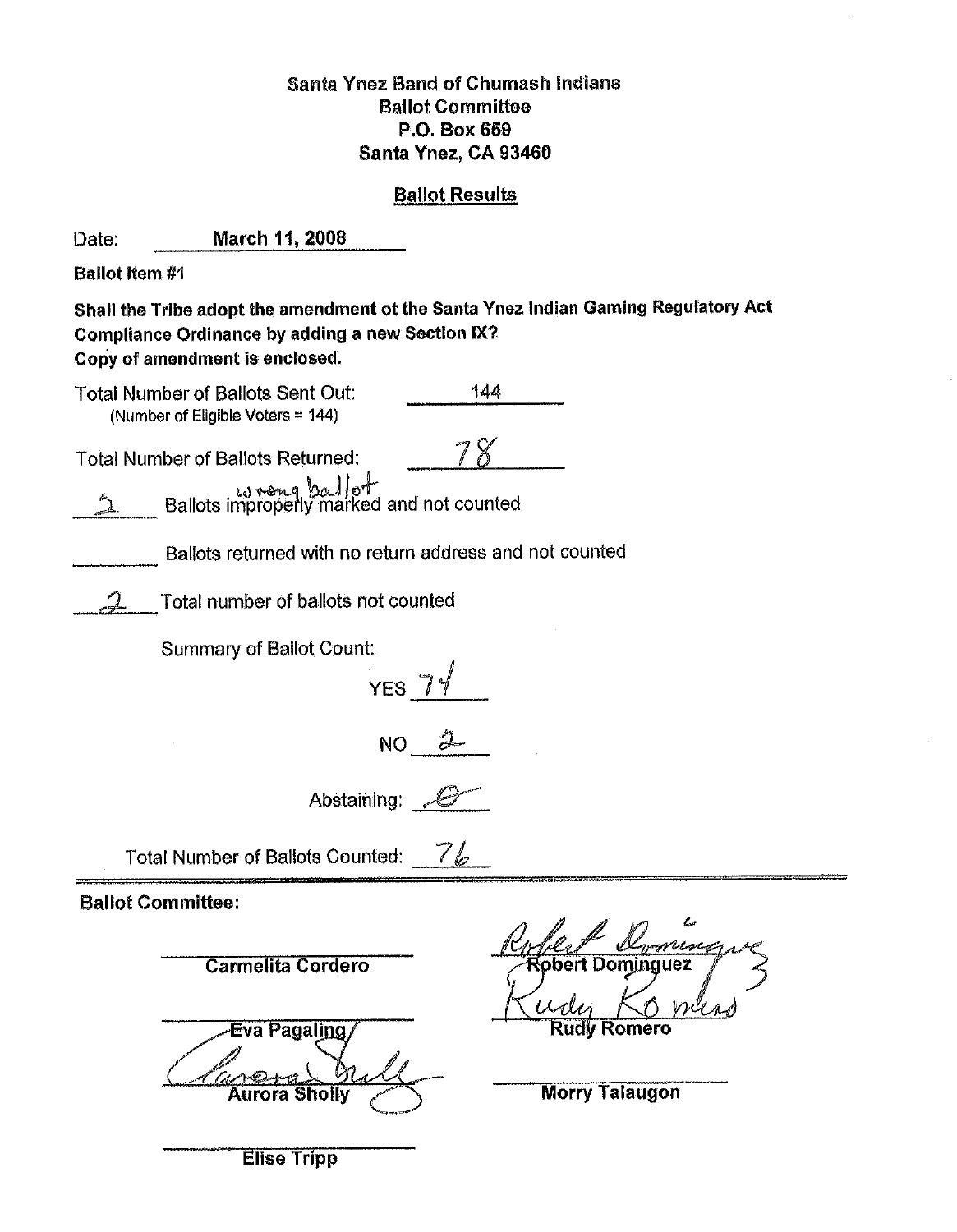Santa Ynez Band of Chumash Indians
Ballot Committee
P.O. Box 659
Santa Ynez, CA 93460

## Ballot Results

Date: March 11, 2008

**Ballot Item #1**

**Shall the Tribe adopt the amendment ot the Santa Ynez Indian Gaming Regulatory Act Compliance Ordinance by adding a new Section IX?**
**Copy of amendment is enclosed.**

Total Number of Ballots Sent Out: 144
(Number of Eligible Voters = 144)

Total Number of Ballots Returned: 78

2 Ballots improperly marked and not counted (wrong ballot)

\_\_\_\_\_ Ballots returned with no return address and not counted

2 Total number of ballots not counted

Summary of Ballot Count:

YES 74

NO 2

Abstaining: 0

Total Number of Ballots Counted: 76

**Ballot Committee:**

| | |
|---|---|
| Carmelita Cordero | Robert Dominguez |
| Eva Pagaling | Rudy Romero |
| Aurora Sholly | Morry Talaugon |
| Elise Tripp | |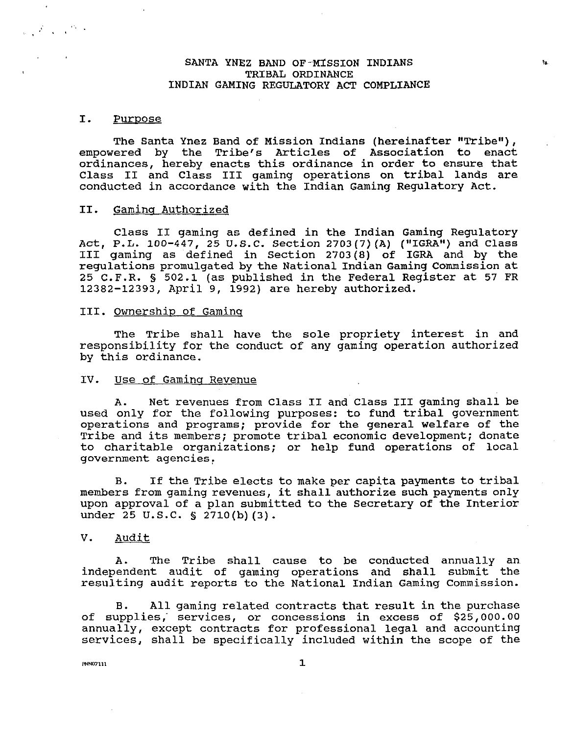SANTA YNEZ BAND OF MISSION INDIANS
TRIBAL ORDINANCE
INDIAN GAMING REGULATORY ACT COMPLIANCE

## I. Purpose

The Santa Ynez Band of Mission Indians (hereinafter "Tribe"), empowered by the Tribe's Articles of Association to enact ordinances, hereby enacts this ordinance in order to ensure that Class II and Class III gaming operations on tribal lands are conducted in accordance with the Indian Gaming Regulatory Act.

## II. Gaming Authorized

Class II gaming as defined in the Indian Gaming Regulatory Act, P.L. 100-447, 25 U.S.C. Section 2703(7)(A) ("IGRA") and Class III gaming as defined in Section 2703(8) of IGRA and by the regulations promulgated by the National Indian Gaming Commission at 25 C.F.R. § 502.1 (as published in the Federal Register at 57 FR 12382-12393, April 9, 1992) are hereby authorized.

## III. Ownership of Gaming

The Tribe shall have the sole propriety interest in and responsibility for the conduct of any gaming operation authorized by this ordinance.

## IV. Use of Gaming Revenue

A. Net revenues from Class II and Class III gaming shall be used only for the following purposes: to fund tribal government operations and programs; provide for the general welfare of the Tribe and its members; promote tribal economic development; donate to charitable organizations; or help fund operations of local government agencies.

B. If the Tribe elects to make per capita payments to tribal members from gaming revenues, it shall authorize such payments only upon approval of a plan submitted to the Secretary of the Interior under 25 U.S.C. § 2710(b)(3).

## V. Audit

A. The Tribe shall cause to be conducted annually an independent audit of gaming operations and shall submit the resulting audit reports to the National Indian Gaming Commission.

B. All gaming related contracts that result in the purchase of supplies, services, or concessions in excess of $25,000.00 annually, except contracts for professional legal and accounting services, shall be specifically included within the scope of the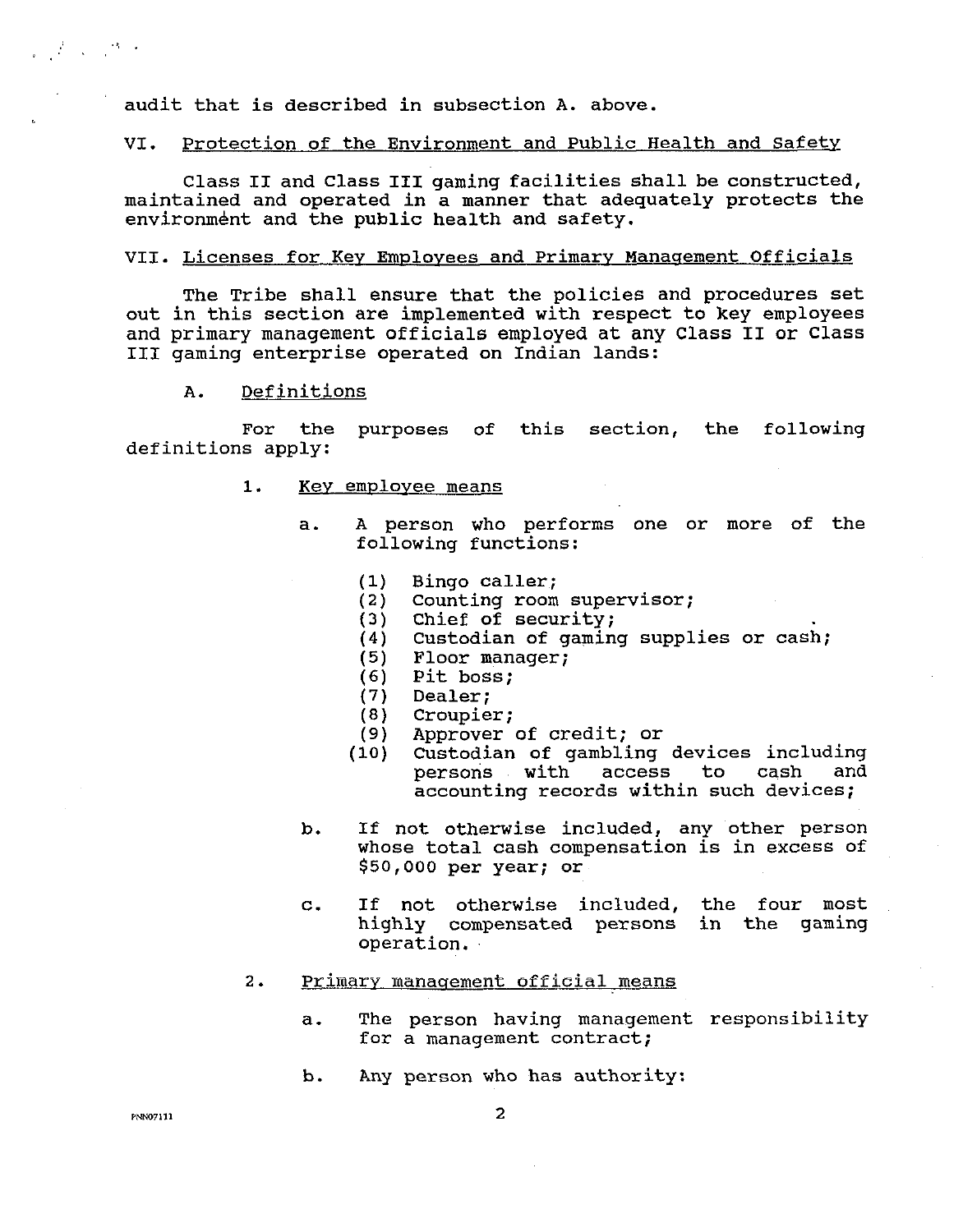audit that is described in subsection A. above.

## VI. Protection of the Environment and Public Health and Safety

Class II and Class III gaming facilities shall be constructed, maintained and operated in a manner that adequately protects the environment and the public health and safety.

## VII. Licenses for Key Employees and Primary Management Officials

The Tribe shall ensure that the policies and procedures set out in this section are implemented with respect to key employees and primary management officials employed at any Class II or Class III gaming enterprise operated on Indian lands:

### A. Definitions

For the purposes of this section, the following definitions apply:

1. Key employee means

   a. A person who performs one or more of the following functions:

      (1) Bingo caller;
      (2) Counting room supervisor;
      (3) Chief of security;
      (4) Custodian of gaming supplies or cash;
      (5) Floor manager;
      (6) Pit boss;
      (7) Dealer;
      (8) Croupier;
      (9) Approver of credit; or
      (10) Custodian of gambling devices including persons with access to cash and accounting records within such devices;

   b. If not otherwise included, any other person whose total cash compensation is in excess of $50,000 per year; or

   c. If not otherwise included, the four most highly compensated persons in the gaming operation.

2. Primary management official means

   a. The person having management responsibility for a management contract;

   b. Any person who has authority: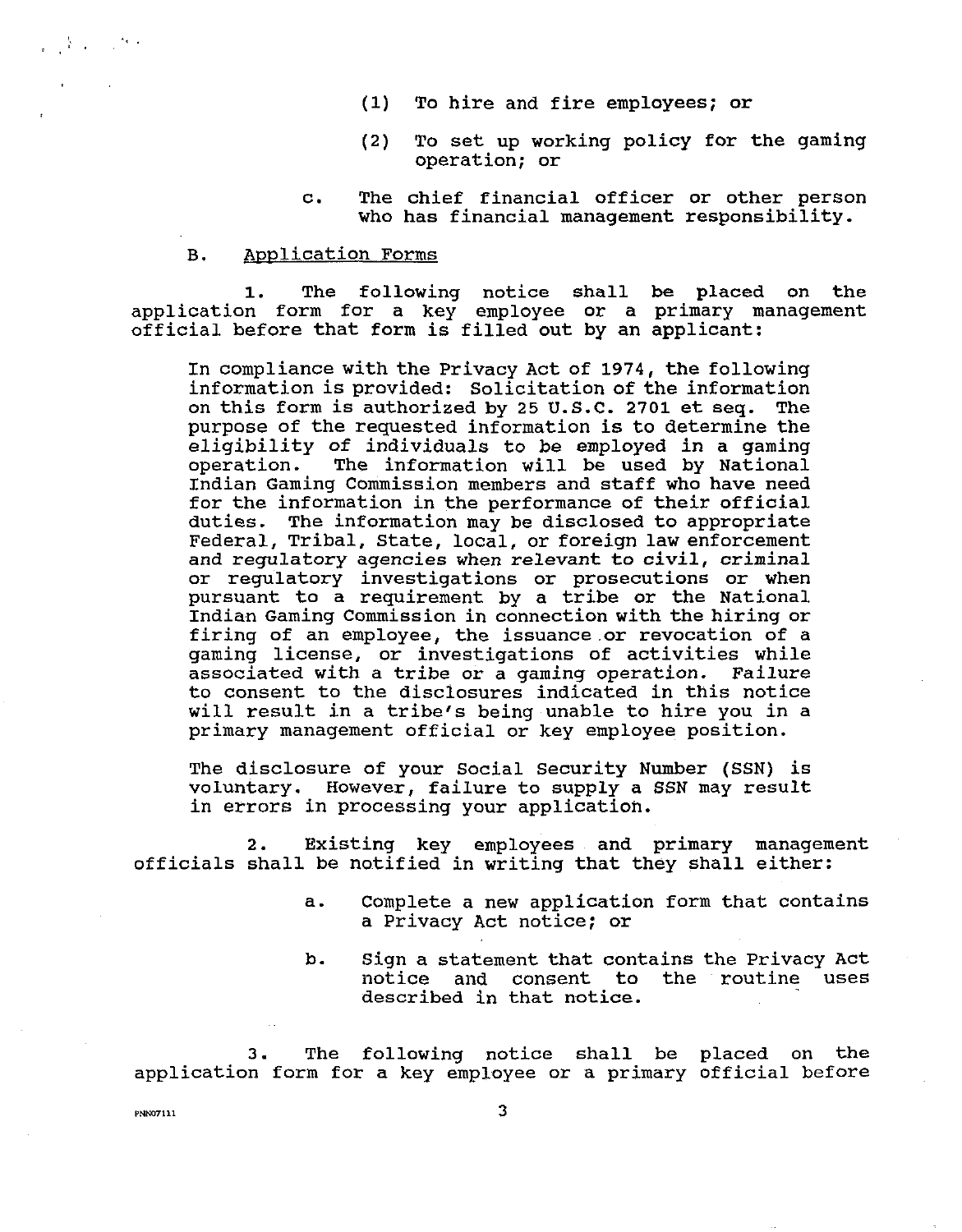(1) To hire and fire employees; or

(2) To set up working policy for the gaming operation; or

c. The chief financial officer or other person who has financial management responsibility.

B. Application Forms

1. The following notice shall be placed on the application form for a key employee or a primary management official before that form is filled out by an applicant:

In compliance with the Privacy Act of 1974, the following information is provided: Solicitation of the information on this form is authorized by 25 U.S.C. 2701 et seq. The purpose of the requested information is to determine the eligibility of individuals to be employed in a gaming operation. The information will be used by National Indian Gaming Commission members and staff who have need for the information in the performance of their official duties. The information may be disclosed to appropriate Federal, Tribal, State, local, or foreign law enforcement and regulatory agencies when relevant to civil, criminal or regulatory investigations or prosecutions or when pursuant to a requirement by a tribe or the National Indian Gaming Commission in connection with the hiring or firing of an employee, the issuance or revocation of a gaming license, or investigations of activities while associated with a tribe or a gaming operation. Failure to consent to the disclosures indicated in this notice will result in a tribe's being unable to hire you in a primary management official or key employee position.

The disclosure of your Social Security Number (SSN) is voluntary. However, failure to supply a SSN may result in errors in processing your application.

2. Existing key employees and primary management officials shall be notified in writing that they shall either:

a. Complete a new application form that contains a Privacy Act notice; or

b. Sign a statement that contains the Privacy Act notice and consent to the routine uses described in that notice.

3. The following notice shall be placed on the application form for a key employee or a primary official before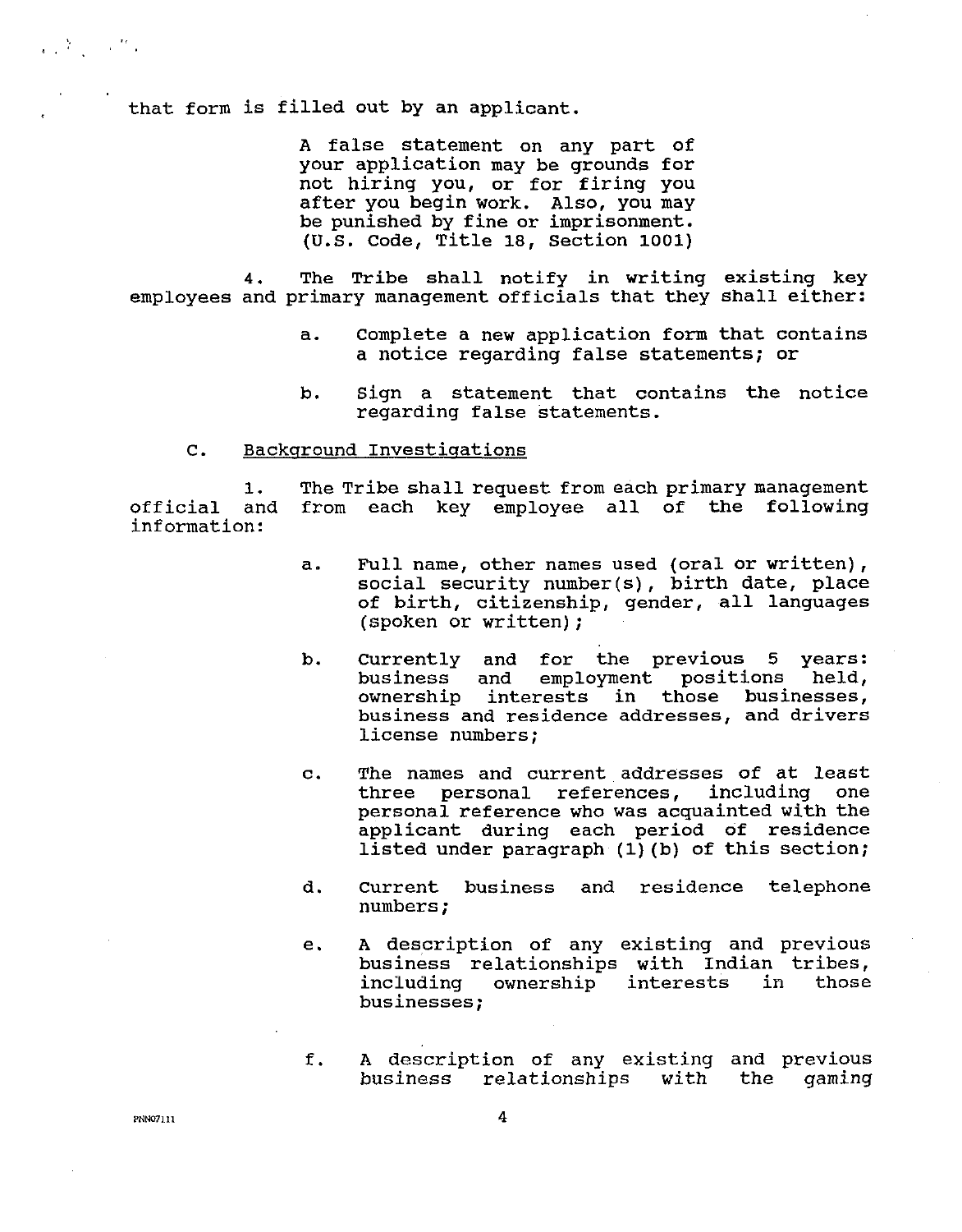that form is filled out by an applicant.

> A false statement on any part of your application may be grounds for not hiring you, or for firing you after you begin work. Also, you may be punished by fine or imprisonment. (U.S. Code, Title 18, Section 1001)

4. The Tribe shall notify in writing existing key employees and primary management officials that they shall either:

   a. Complete a new application form that contains a notice regarding false statements; or

   b. Sign a statement that contains the notice regarding false statements.

C. Background Investigations

1. The Tribe shall request from each primary management official and from each key employee all of the following information:

   a. Full name, other names used (oral or written), social security number(s), birth date, place of birth, citizenship, gender, all languages (spoken or written);

   b. Currently and for the previous 5 years: business and employment positions held, ownership interests in those businesses, business and residence addresses, and drivers license numbers;

   c. The names and current addresses of at least three personal references, including one personal reference who was acquainted with the applicant during each period of residence listed under paragraph (1)(b) of this section;

   d. Current business and residence telephone numbers;

   e. A description of any existing and previous business relationships with Indian tribes, including ownership interests in those businesses;

   f. A description of any existing and previous business relationships with the gaming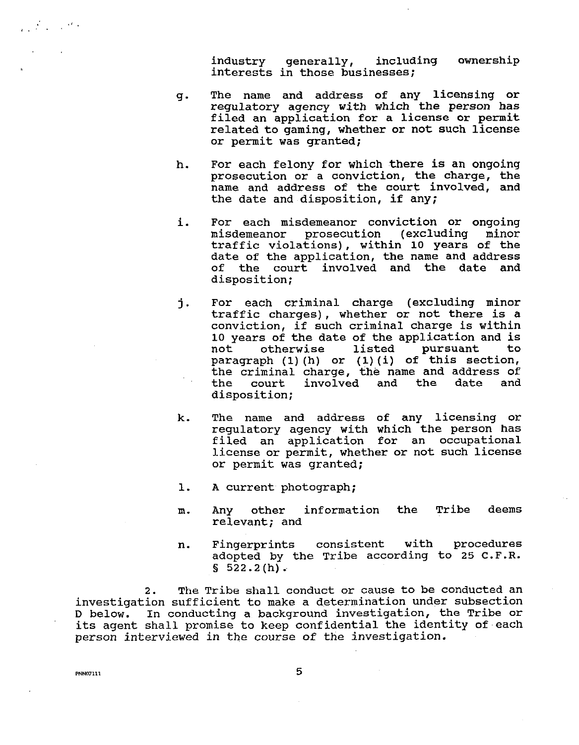industry generally, including ownership interests in those businesses;

g. The name and address of any licensing or regulatory agency with which the person has filed an application for a license or permit related to gaming, whether or not such license or permit was granted;

h. For each felony for which there is an ongoing prosecution or a conviction, the charge, the name and address of the court involved, and the date and disposition, if any;

i. For each misdemeanor conviction or ongoing misdemeanor prosecution (excluding minor traffic violations), within 10 years of the date of the application, the name and address of the court involved and the date and disposition;

j. For each criminal charge (excluding minor traffic charges), whether or not there is a conviction, if such criminal charge is within 10 years of the date of the application and is not otherwise listed pursuant to paragraph (1)(h) or (1)(i) of this section, the criminal charge, the name and address of the court involved and the date and disposition;

k. The name and address of any licensing or regulatory agency with which the person has filed an application for an occupational license or permit, whether or not such license or permit was granted;

l. A current photograph;

m. Any other information the Tribe deems relevant; and

n. Fingerprints consistent with procedures adopted by the Tribe according to 25 C.F.R. § 522.2(h).

2. The Tribe shall conduct or cause to be conducted an investigation sufficient to make a determination under subsection D below. In conducting a background investigation, the Tribe or its agent shall promise to keep confidential the identity of each person interviewed in the course of the investigation.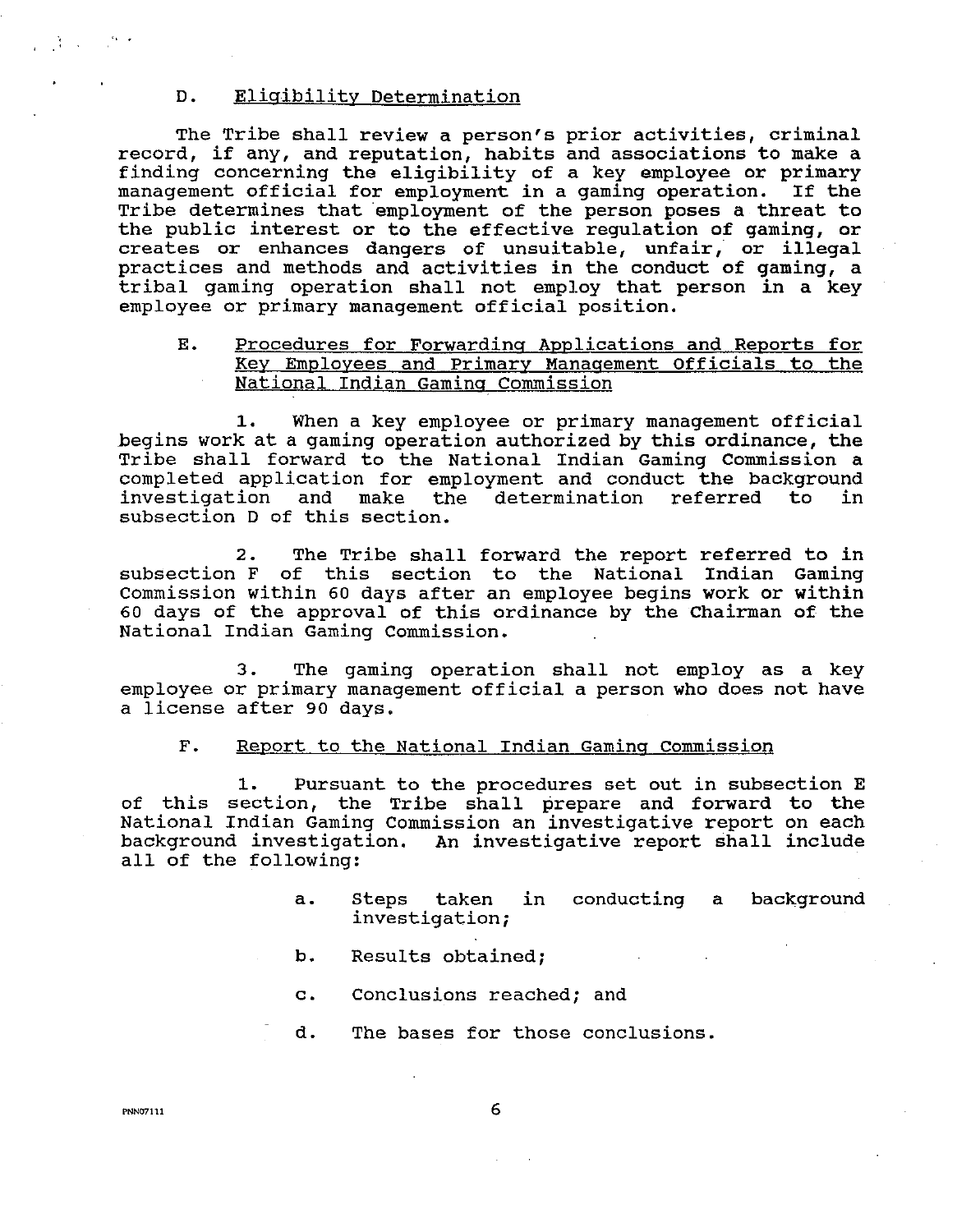### D. Eligibility Determination

The Tribe shall review a person's prior activities, criminal record, if any, and reputation, habits and associations to make a finding concerning the eligibility of a key employee or primary management official for employment in a gaming operation. If the Tribe determines that employment of the person poses a threat to the public interest or to the effective regulation of gaming, or creates or enhances dangers of unsuitable, unfair, or illegal practices and methods and activities in the conduct of gaming, a tribal gaming operation shall not employ that person in a key employee or primary management official position.

### E. Procedures for Forwarding Applications and Reports for Key Employees and Primary Management Officials to the National Indian Gaming Commission

1. When a key employee or primary management official begins work at a gaming operation authorized by this ordinance, the Tribe shall forward to the National Indian Gaming Commission a completed application for employment and conduct the background investigation and make the determination referred to in subsection D of this section.

2. The Tribe shall forward the report referred to in subsection F of this section to the National Indian Gaming Commission within 60 days after an employee begins work or within 60 days of the approval of this ordinance by the Chairman of the National Indian Gaming Commission.

3. The gaming operation shall not employ as a key employee or primary management official a person who does not have a license after 90 days.

### F. Report to the National Indian Gaming Commission

1. Pursuant to the procedures set out in subsection E of this section, the Tribe shall prepare and forward to the National Indian Gaming Commission an investigative report on each background investigation. An investigative report shall include all of the following:

   a. Steps taken in conducting a background investigation;

   b. Results obtained;

   c. Conclusions reached; and

   d. The bases for those conclusions.

PNN07111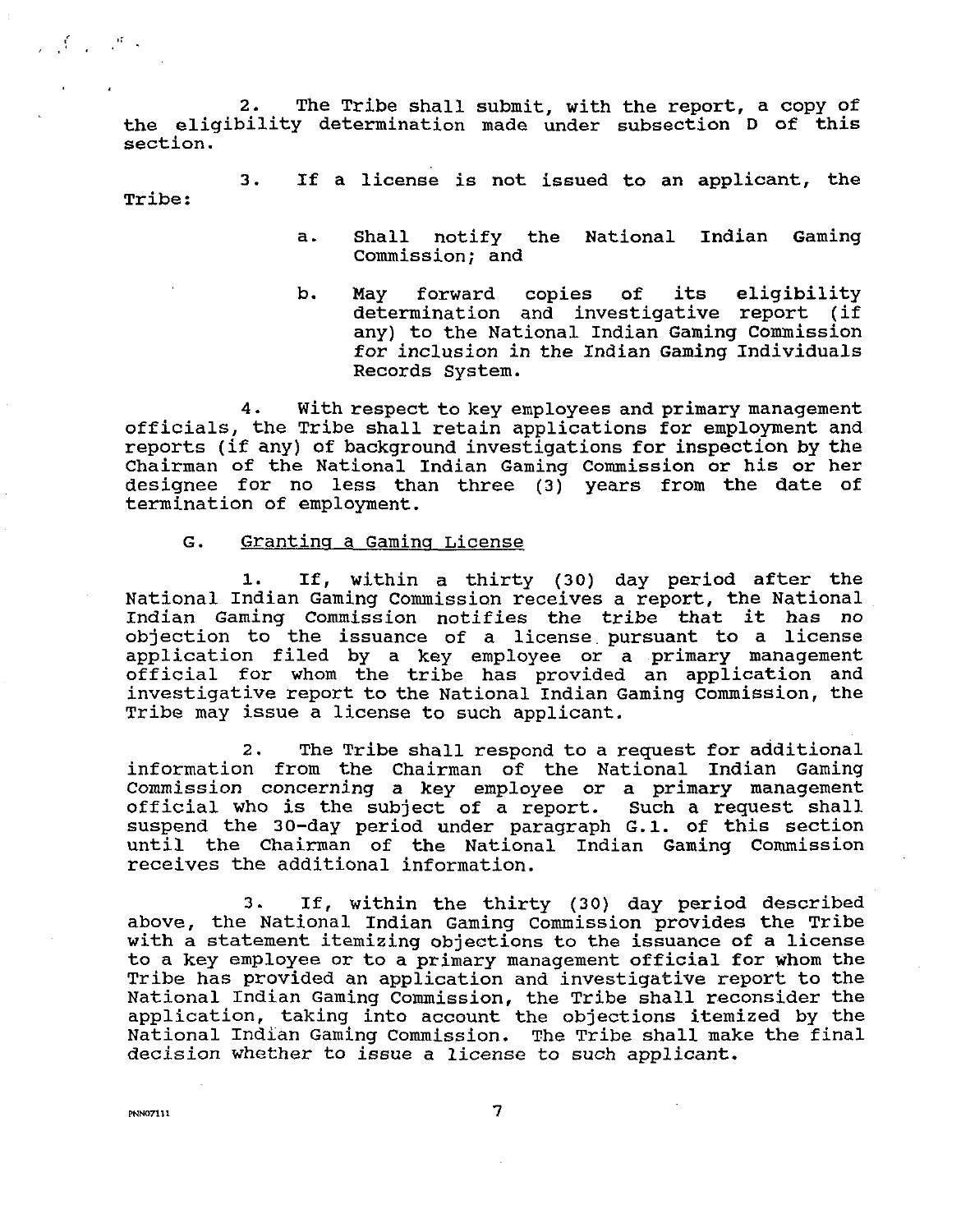2. The Tribe shall submit, with the report, a copy of the eligibility determination made under subsection D of this section.

3. If a license is not issued to an applicant, the Tribe:

a. Shall notify the National Indian Gaming Commission; and

b. May forward copies of its eligibility determination and investigative report (if any) to the National Indian Gaming Commission for inclusion in the Indian Gaming Individuals Records System.

4. With respect to key employees and primary management officials, the Tribe shall retain applications for employment and reports (if any) of background investigations for inspection by the Chairman of the National Indian Gaming Commission or his or her designee for no less than three (3) years from the date of termination of employment.

G. Granting a Gaming License

1. If, within a thirty (30) day period after the National Indian Gaming Commission receives a report, the National Indian Gaming Commission notifies the tribe that it has no objection to the issuance of a license pursuant to a license application filed by a key employee or a primary management official for whom the tribe has provided an application and investigative report to the National Indian Gaming Commission, the Tribe may issue a license to such applicant.

2. The Tribe shall respond to a request for additional information from the Chairman of the National Indian Gaming Commission concerning a key employee or a primary management official who is the subject of a report. Such a request shall suspend the 30-day period under paragraph G.1. of this section until the Chairman of the National Indian Gaming Commission receives the additional information.

3. If, within the thirty (30) day period described above, the National Indian Gaming Commission provides the Tribe with a statement itemizing objections to the issuance of a license to a key employee or to a primary management official for whom the Tribe has provided an application and investigative report to the National Indian Gaming Commission, the Tribe shall reconsider the application, taking into account the objections itemized by the National Indian Gaming Commission. The Tribe shall make the final decision whether to issue a license to such applicant.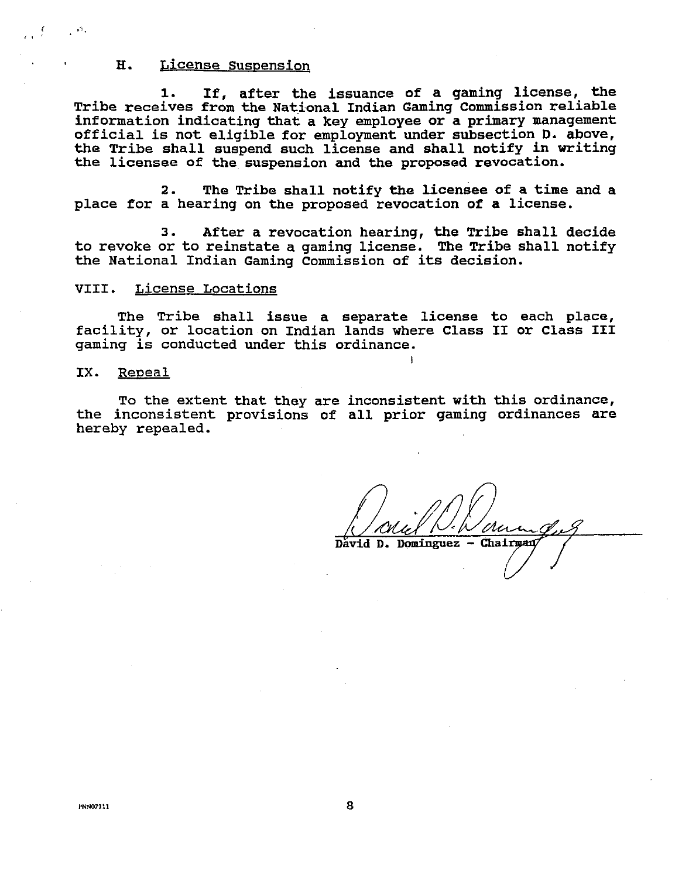### H. License Suspension

1. If, after the issuance of a gaming license, the Tribe receives from the National Indian Gaming Commission reliable information indicating that a key employee or a primary management official is not eligible for employment under subsection D. above, the Tribe shall suspend such license and shall notify in writing the licensee of the suspension and the proposed revocation.

2. The Tribe shall notify the licensee of a time and a place for a hearing on the proposed revocation of a license.

3. After a revocation hearing, the Tribe shall decide to revoke or to reinstate a gaming license. The Tribe shall notify the National Indian Gaming Commission of its decision.

## VIII. License Locations

The Tribe shall issue a separate license to each place, facility, or location on Indian lands where Class II or Class III gaming is conducted under this ordinance.

## IX. Repeal

To the extent that they are inconsistent with this ordinance, the inconsistent provisions of all prior gaming ordinances are hereby repealed.

David D. Dominguez - Chairman

PNN07111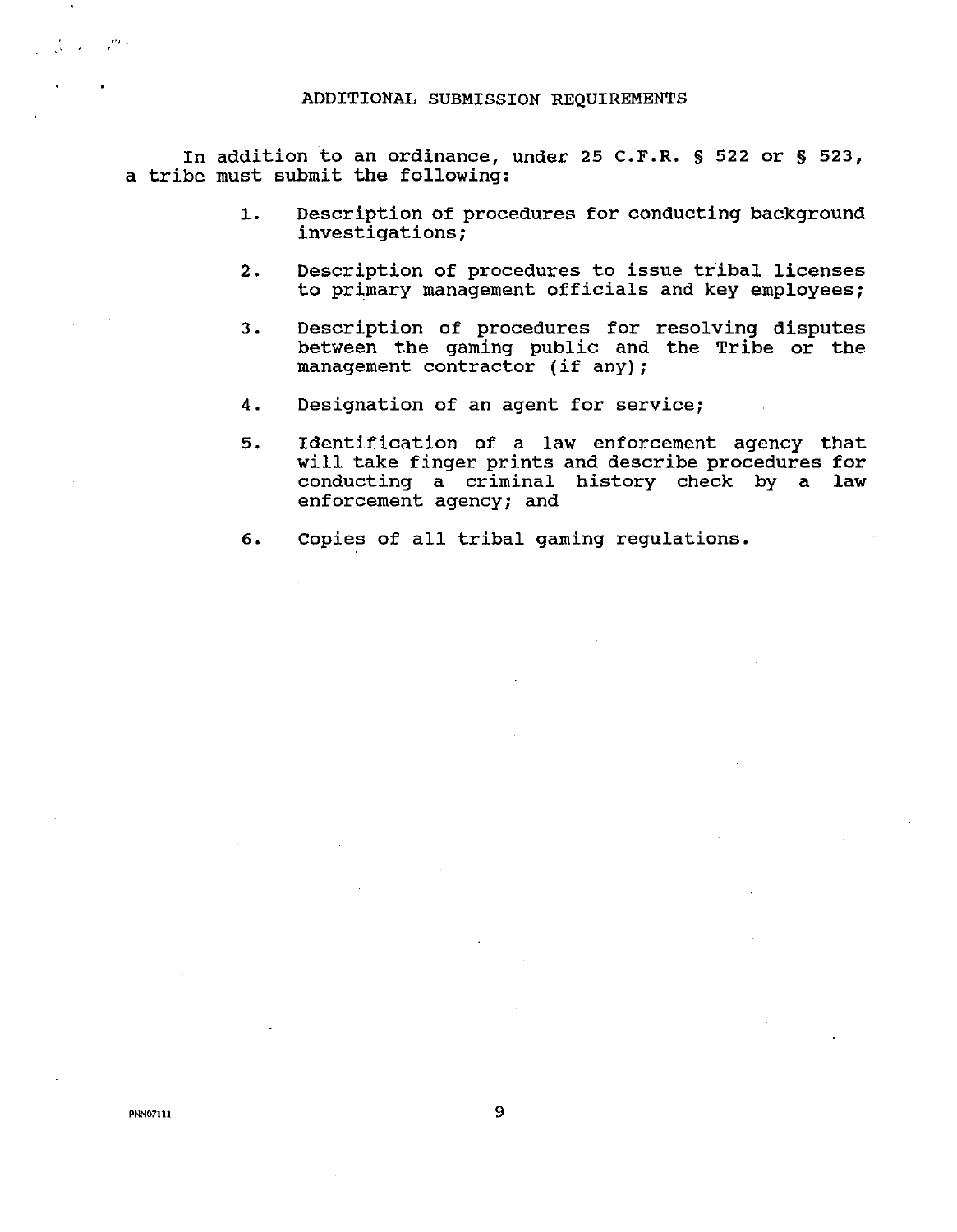## ADDITIONAL SUBMISSION REQUIREMENTS

In addition to an ordinance, under 25 C.F.R. § 522 or § 523, a tribe must submit the following:

1. Description of procedures for conducting background investigations;
2. Description of procedures to issue tribal licenses to primary management officials and key employees;
3. Description of procedures for resolving disputes between the gaming public and the Tribe or the management contractor (if any);
4. Designation of an agent for service;
5. Identification of a law enforcement agency that will take finger prints and describe procedures for conducting a criminal history check by a law enforcement agency; and
6. Copies of all tribal gaming regulations.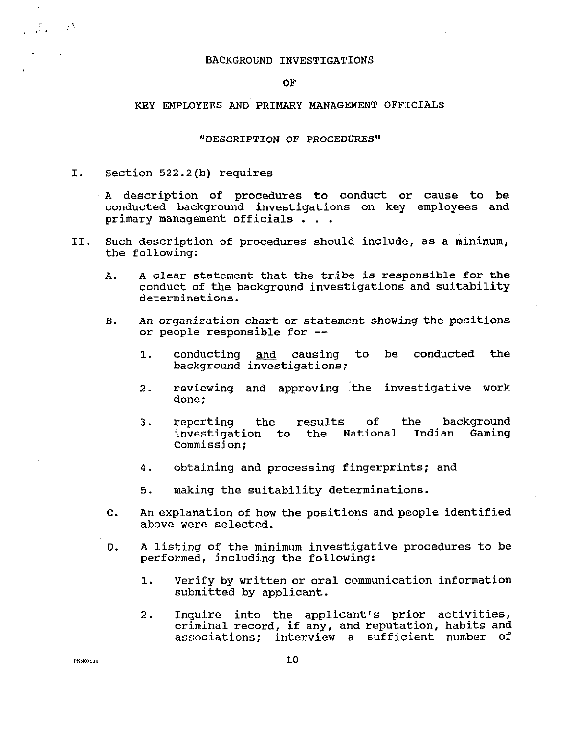# BACKGROUND INVESTIGATIONS

# OF

# KEY EMPLOYEES AND PRIMARY MANAGEMENT OFFICIALS

## *"DESCRIPTION OF PROCEDURES"*

I. Section 522.2(b) requires

   A description of procedures to conduct or cause to be conducted background investigations on key employees and primary management officials . . .

II. Such description of procedures should include, as a minimum, the following:

   A. A clear statement that the tribe is responsible for the conduct of the background investigations and suitability determinations.

   B. An organization chart or statement showing the positions or people responsible for --

      1. conducting <u>and</u> causing to be conducted the background investigations;

      2. reviewing and approving the investigative work done;

      3. reporting the results of the background investigation to the National Indian Gaming Commission;

      4. obtaining and processing fingerprints; and

      5. making the suitability determinations.

   C. An explanation of how the positions and people identified above were selected.

   D. A listing of the minimum investigative procedures to be performed, including the following:

      1. Verify by written or oral communication information submitted by applicant.

      2. Inquire into the applicant's prior activities, criminal record, if any, and reputation, habits and associations; interview a sufficient number of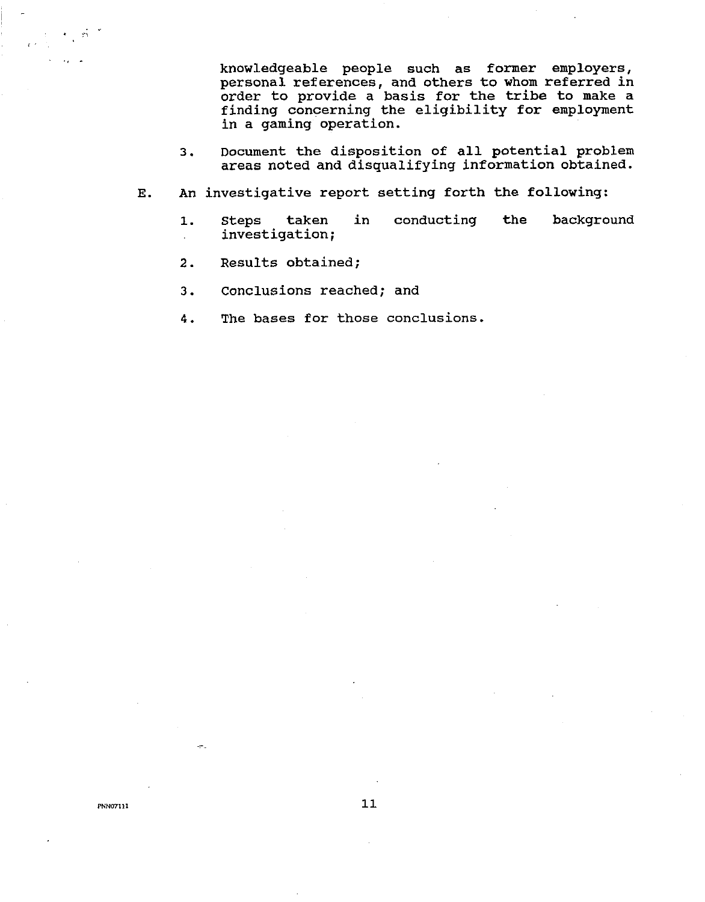knowledgeable people such as former employers, personal references, and others to whom referred in order to provide a basis for the tribe to make a finding concerning the eligibility for employment in a gaming operation.

3. Document the disposition of all potential problem areas noted and disqualifying information obtained.

E. An investigative report setting forth the following:

   1. Steps taken in conducting the background investigation;

   2. Results obtained;

   3. Conclusions reached; and

   4. The bases for those conclusions.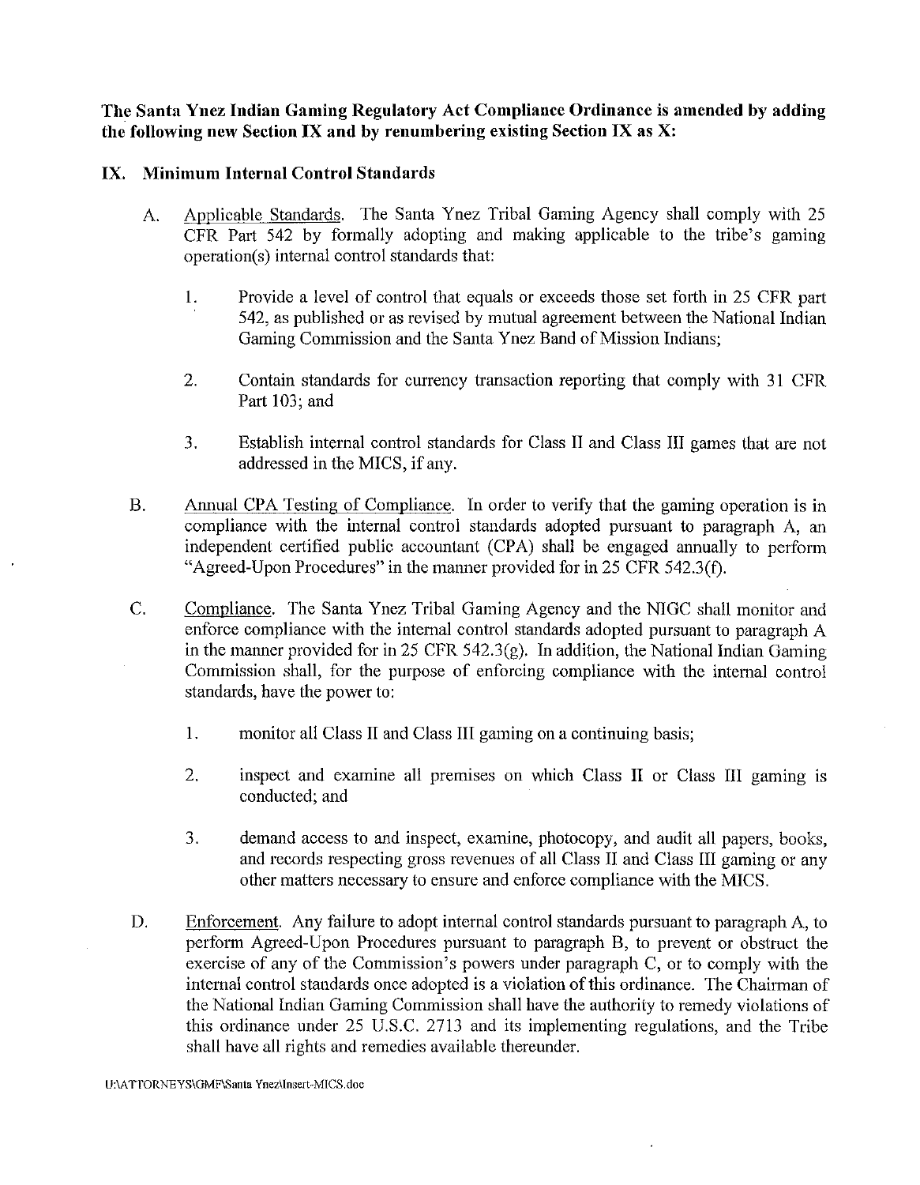**The Santa Ynez Indian Gaming Regulatory Act Compliance Ordinance is amended by adding the following new Section IX and by renumbering existing Section IX as X:**

## IX. Minimum Internal Control Standards

A. Applicable Standards. The Santa Ynez Tribal Gaming Agency shall comply with 25 CFR Part 542 by formally adopting and making applicable to the tribe's gaming operation(s) internal control standards that:

1. Provide a level of control that equals or exceeds those set forth in 25 CFR part 542, as published or as revised by mutual agreement between the National Indian Gaming Commission and the Santa Ynez Band of Mission Indians;

2. Contain standards for currency transaction reporting that comply with 31 CFR Part 103; and

3. Establish internal control standards for Class II and Class III games that are not addressed in the MICS, if any.

B. Annual CPA Testing of Compliance. In order to verify that the gaming operation is in compliance with the internal control standards adopted pursuant to paragraph A, an independent certified public accountant (CPA) shall be engaged annually to perform "Agreed-Upon Procedures" in the manner provided for in 25 CFR 542.3(f).

C. Compliance. The Santa Ynez Tribal Gaming Agency and the NIGC shall monitor and enforce compliance with the internal control standards adopted pursuant to paragraph A in the manner provided for in 25 CFR 542.3(g). In addition, the National Indian Gaming Commission shall, for the purpose of enforcing compliance with the internal control standards, have the power to:

1. monitor all Class II and Class III gaming on a continuing basis;

2. inspect and examine all premises on which Class II or Class III gaming is conducted; and

3. demand access to and inspect, examine, photocopy, and audit all papers, books, and records respecting gross revenues of all Class II and Class III gaming or any other matters necessary to ensure and enforce compliance with the MICS.

D. Enforcement. Any failure to adopt internal control standards pursuant to paragraph A, to perform Agreed-Upon Procedures pursuant to paragraph B, to prevent or obstruct the exercise of any of the Commission's powers under paragraph C, or to comply with the internal control standards once adopted is a violation of this ordinance. The Chairman of the National Indian Gaming Commission shall have the authority to remedy violations of this ordinance under 25 U.S.C. 2713 and its implementing regulations, and the Tribe shall have all rights and remedies available thereunder.

U:\ATTORNEYS\GMF\Santa Ynez\Insert-MICS.doc